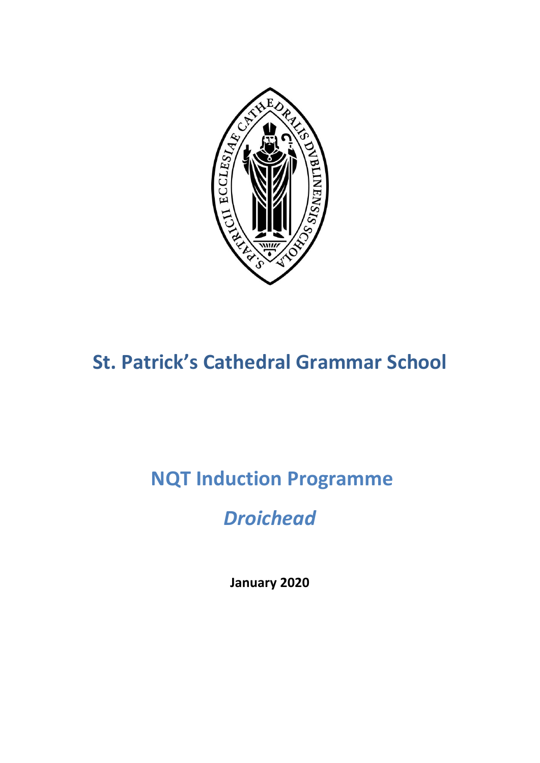# St. Patrick's Cathedral Grammar School

## NQT Induction Programme

## *Droichead*

**January 2020**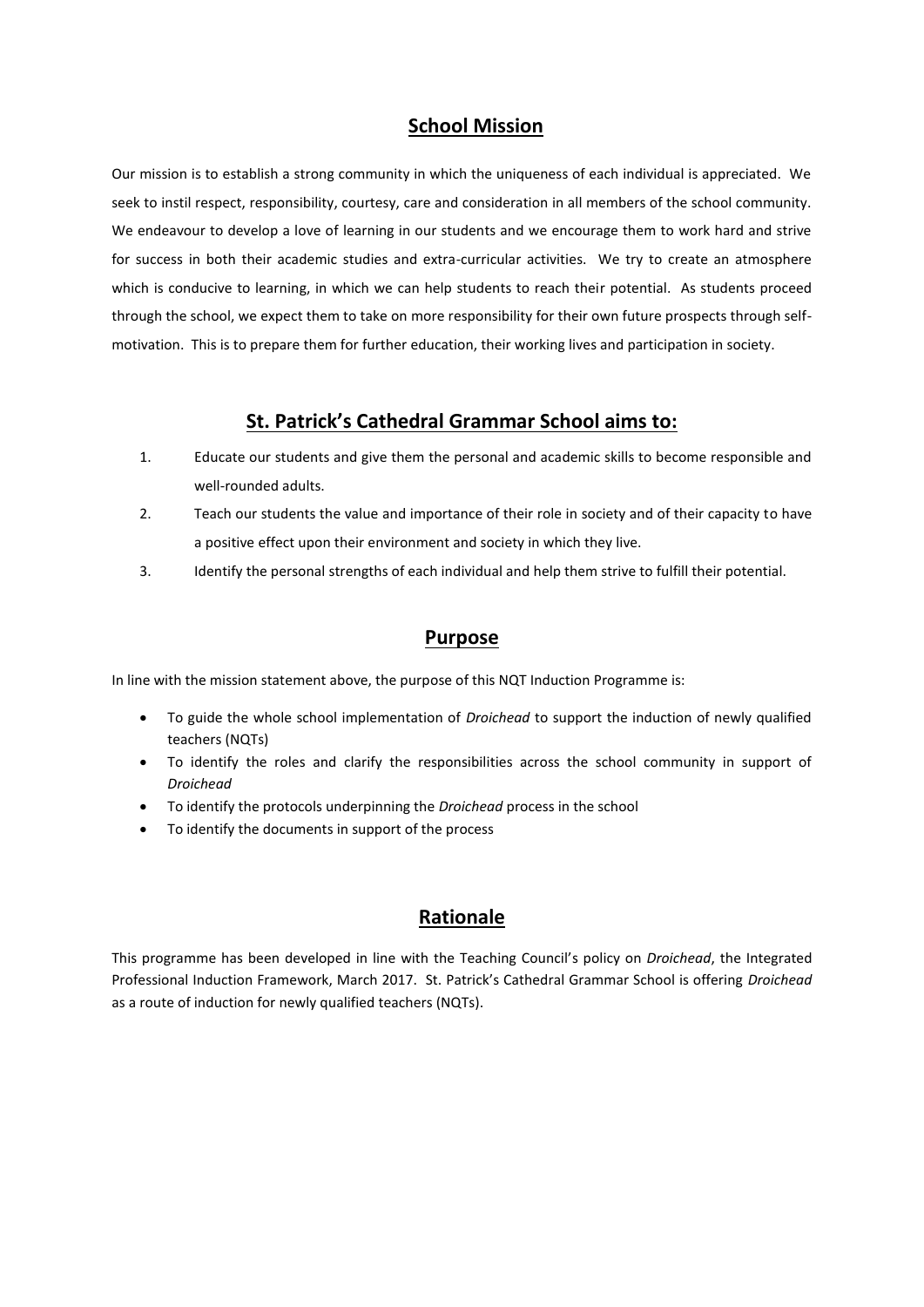## School Mission

Our mission is to establish a strong community in which the uniqueness of each individual is appreciated. We seek to instil respect, responsibility, courtesy, care and consideration in all members of the school community. We endeavour to develop a love of learning in our students and we encourage them to work hard and strive for success in both their academic studies and extra-curricular activities. We try to create an atmosphere which is conducive to learning, in which we can help students to reach their potential. As students proceed through the school, we expect them to take on more responsibility for their own future prospects through self-motivation. This is to prepare them for further education, their working lives and participation in society.

## St. Patrick's Cathedral Grammar School aims to:

1. Educate our students and give them the personal and academic skills to become responsible and well-rounded adults.
2. Teach our students the value and importance of their role in society and of their capacity to have a positive effect upon their environment and society in which they live.
3. Identify the personal strengths of each individual and help them strive to fulfill their potential.

## Purpose

In line with the mission statement above, the purpose of this NQT Induction Programme is:

- To guide the whole school implementation of *Droichead* to support the induction of newly qualified teachers (NQTs)
- To identify the roles and clarify the responsibilities across the school community in support of *Droichead*
- To identify the protocols underpinning the *Droichead* process in the school
- To identify the documents in support of the process

## Rationale

This programme has been developed in line with the Teaching Council's policy on *Droichead*, the Integrated Professional Induction Framework, March 2017. St. Patrick's Cathedral Grammar School is offering *Droichead* as a route of induction for newly qualified teachers (NQTs).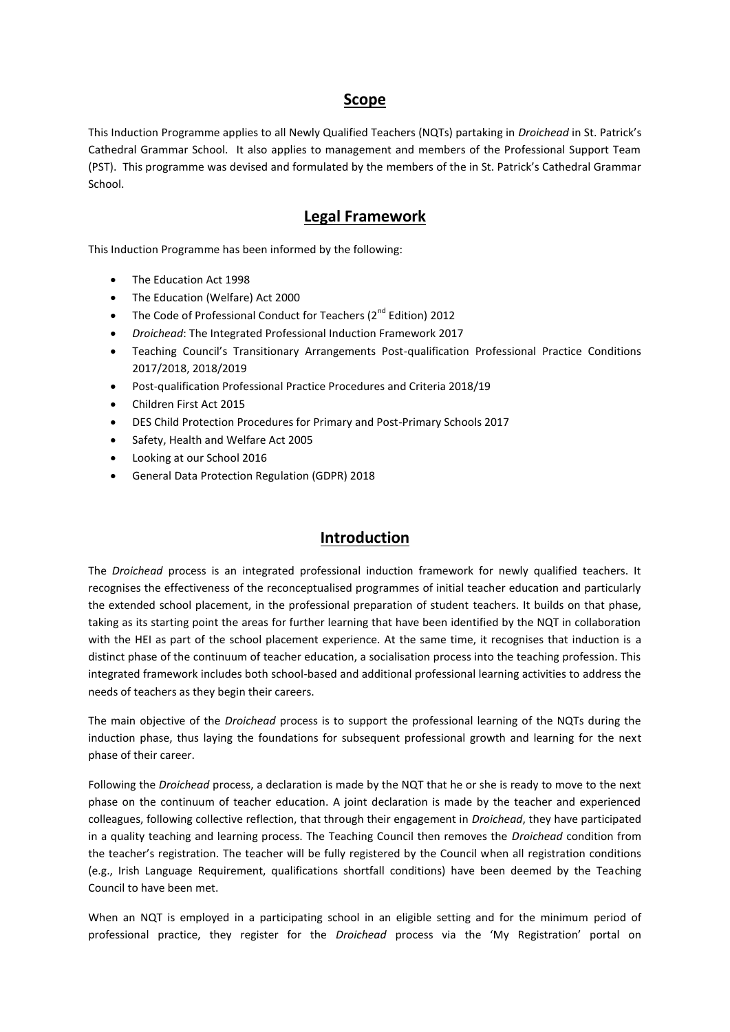## Scope

This Induction Programme applies to all Newly Qualified Teachers (NQTs) partaking in *Droichead* in St. Patrick's Cathedral Grammar School. It also applies to management and members of the Professional Support Team (PST). This programme was devised and formulated by the members of the in St. Patrick's Cathedral Grammar School.

## Legal Framework

This Induction Programme has been informed by the following:

- The Education Act 1998
- The Education (Welfare) Act 2000
- The Code of Professional Conduct for Teachers (2nd Edition) 2012
- *Droichead*: The Integrated Professional Induction Framework 2017
- Teaching Council's Transitionary Arrangements Post-qualification Professional Practice Conditions 2017/2018, 2018/2019
- Post-qualification Professional Practice Procedures and Criteria 2018/19
- Children First Act 2015
- DES Child Protection Procedures for Primary and Post-Primary Schools 2017
- Safety, Health and Welfare Act 2005
- Looking at our School 2016
- General Data Protection Regulation (GDPR) 2018

## Introduction

The *Droichead* process is an integrated professional induction framework for newly qualified teachers. It recognises the effectiveness of the reconceptualised programmes of initial teacher education and particularly the extended school placement, in the professional preparation of student teachers. It builds on that phase, taking as its starting point the areas for further learning that have been identified by the NQT in collaboration with the HEI as part of the school placement experience. At the same time, it recognises that induction is a distinct phase of the continuum of teacher education, a socialisation process into the teaching profession. This integrated framework includes both school-based and additional professional learning activities to address the needs of teachers as they begin their careers.

The main objective of the *Droichead* process is to support the professional learning of the NQTs during the induction phase, thus laying the foundations for subsequent professional growth and learning for the next phase of their career.

Following the *Droichead* process, a declaration is made by the NQT that he or she is ready to move to the next phase on the continuum of teacher education. A joint declaration is made by the teacher and experienced colleagues, following collective reflection, that through their engagement in *Droichead*, they have participated in a quality teaching and learning process. The Teaching Council then removes the *Droichead* condition from the teacher's registration. The teacher will be fully registered by the Council when all registration conditions (e.g., Irish Language Requirement, qualifications shortfall conditions) have been deemed by the Teaching Council to have been met.

When an NQT is employed in a participating school in an eligible setting and for the minimum period of professional practice, they register for the *Droichead* process via the 'My Registration' portal on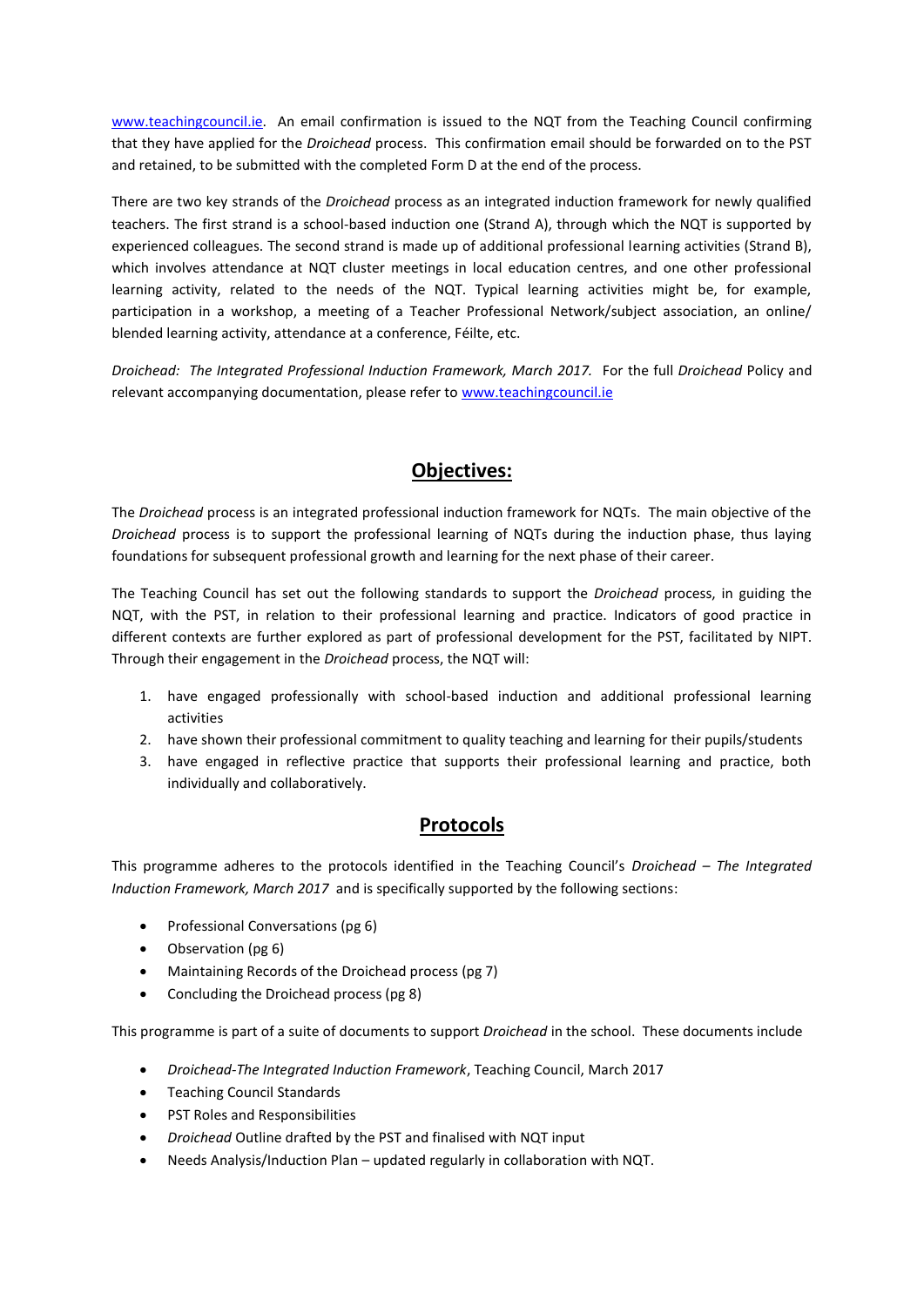www.teachingcouncil.ie. An email confirmation is issued to the NQT from the Teaching Council confirming that they have applied for the *Droichead* process. This confirmation email should be forwarded on to the PST and retained, to be submitted with the completed Form D at the end of the process.

There are two key strands of the *Droichead* process as an integrated induction framework for newly qualified teachers. The first strand is a school-based induction one (Strand A), through which the NQT is supported by experienced colleagues. The second strand is made up of additional professional learning activities (Strand B), which involves attendance at NQT cluster meetings in local education centres, and one other professional learning activity, related to the needs of the NQT. Typical learning activities might be, for example, participation in a workshop, a meeting of a Teacher Professional Network/subject association, an online/ blended learning activity, attendance at a conference, Féilte, etc.

*Droichead: The Integrated Professional Induction Framework, March 2017.* For the full *Droichead* Policy and relevant accompanying documentation, please refer to www.teachingcouncil.ie

## Objectives:

The *Droichead* process is an integrated professional induction framework for NQTs. The main objective of the *Droichead* process is to support the professional learning of NQTs during the induction phase, thus laying foundations for subsequent professional growth and learning for the next phase of their career.

The Teaching Council has set out the following standards to support the *Droichead* process, in guiding the NQT, with the PST, in relation to their professional learning and practice. Indicators of good practice in different contexts are further explored as part of professional development for the PST, facilitated by NIPT. Through their engagement in the *Droichead* process, the NQT will:

1. have engaged professionally with school-based induction and additional professional learning activities
2. have shown their professional commitment to quality teaching and learning for their pupils/students
3. have engaged in reflective practice that supports their professional learning and practice, both individually and collaboratively.

## Protocols

This programme adheres to the protocols identified in the Teaching Council's *Droichead – The Integrated Induction Framework, March 2017* and is specifically supported by the following sections:

- Professional Conversations (pg 6)
- Observation (pg 6)
- Maintaining Records of the Droichead process (pg 7)
- Concluding the Droichead process (pg 8)

This programme is part of a suite of documents to support *Droichead* in the school. These documents include

- *Droichead-The Integrated Induction Framework*, Teaching Council, March 2017
- Teaching Council Standards
- PST Roles and Responsibilities
- *Droichead* Outline drafted by the PST and finalised with NQT input
- Needs Analysis/Induction Plan – updated regularly in collaboration with NQT.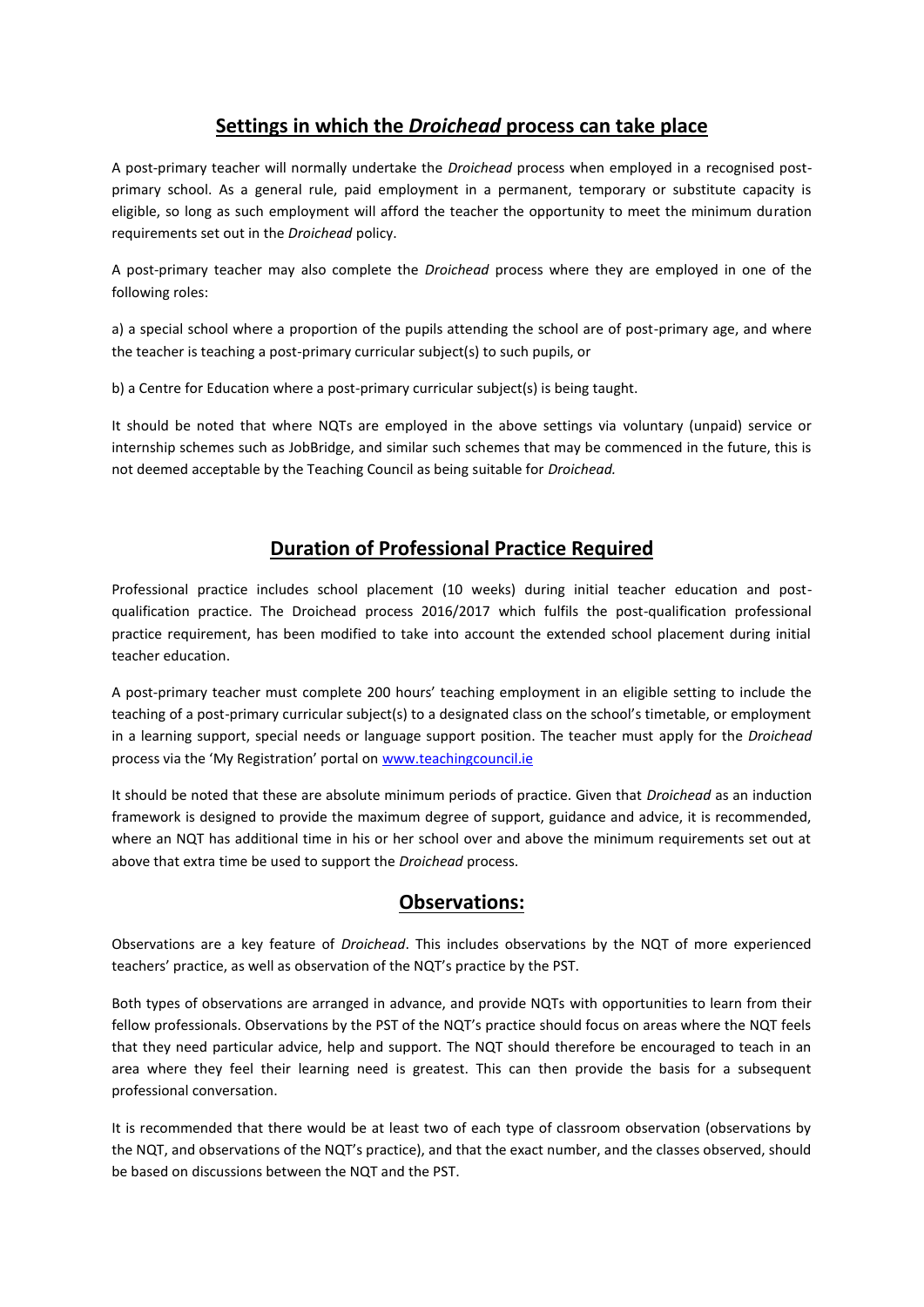## Settings in which the *Droichead* process can take place

A post-primary teacher will normally undertake the *Droichead* process when employed in a recognised post-primary school. As a general rule, paid employment in a permanent, temporary or substitute capacity is eligible, so long as such employment will afford the teacher the opportunity to meet the minimum duration requirements set out in the *Droichead* policy.

A post-primary teacher may also complete the *Droichead* process where they are employed in one of the following roles:

a) a special school where a proportion of the pupils attending the school are of post-primary age, and where the teacher is teaching a post-primary curricular subject(s) to such pupils, or

b) a Centre for Education where a post-primary curricular subject(s) is being taught.

It should be noted that where NQTs are employed in the above settings via voluntary (unpaid) service or internship schemes such as JobBridge, and similar such schemes that may be commenced in the future, this is not deemed acceptable by the Teaching Council as being suitable for *Droichead.*

## Duration of Professional Practice Required

Professional practice includes school placement (10 weeks) during initial teacher education and post-qualification practice. The Droichead process 2016/2017 which fulfils the post-qualification professional practice requirement, has been modified to take into account the extended school placement during initial teacher education.

A post-primary teacher must complete 200 hours' teaching employment in an eligible setting to include the teaching of a post-primary curricular subject(s) to a designated class on the school's timetable, or employment in a learning support, special needs or language support position. The teacher must apply for the *Droichead* process via the 'My Registration' portal on www.teachingcouncil.ie

It should be noted that these are absolute minimum periods of practice. Given that *Droichead* as an induction framework is designed to provide the maximum degree of support, guidance and advice, it is recommended, where an NQT has additional time in his or her school over and above the minimum requirements set out at above that extra time be used to support the *Droichead* process.

## Observations:

Observations are a key feature of *Droichead*. This includes observations by the NQT of more experienced teachers' practice, as well as observation of the NQT's practice by the PST.

Both types of observations are arranged in advance, and provide NQTs with opportunities to learn from their fellow professionals. Observations by the PST of the NQT's practice should focus on areas where the NQT feels that they need particular advice, help and support. The NQT should therefore be encouraged to teach in an area where they feel their learning need is greatest. This can then provide the basis for a subsequent professional conversation.

It is recommended that there would be at least two of each type of classroom observation (observations by the NQT, and observations of the NQT's practice), and that the exact number, and the classes observed, should be based on discussions between the NQT and the PST.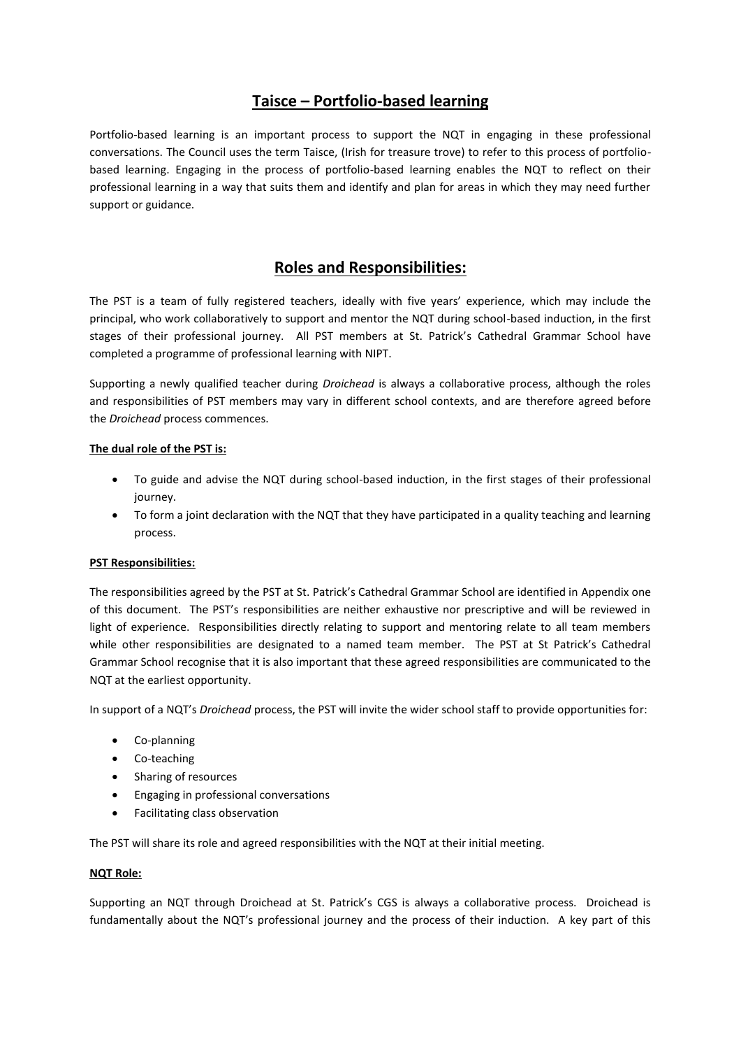## Taisce – Portfolio-based learning

Portfolio-based learning is an important process to support the NQT in engaging in these professional conversations. The Council uses the term Taisce, (Irish for treasure trove) to refer to this process of portfolio-based learning. Engaging in the process of portfolio-based learning enables the NQT to reflect on their professional learning in a way that suits them and identify and plan for areas in which they may need further support or guidance.

## Roles and Responsibilities:

The PST is a team of fully registered teachers, ideally with five years' experience, which may include the principal, who work collaboratively to support and mentor the NQT during school-based induction, in the first stages of their professional journey. All PST members at St. Patrick's Cathedral Grammar School have completed a programme of professional learning with NIPT.

Supporting a newly qualified teacher during *Droichead* is always a collaborative process, although the roles and responsibilities of PST members may vary in different school contexts, and are therefore agreed before the *Droichead* process commences.

**The dual role of the PST is:**

- To guide and advise the NQT during school-based induction, in the first stages of their professional journey.
- To form a joint declaration with the NQT that they have participated in a quality teaching and learning process.

**PST Responsibilities:**

The responsibilities agreed by the PST at St. Patrick's Cathedral Grammar School are identified in Appendix one of this document. The PST's responsibilities are neither exhaustive nor prescriptive and will be reviewed in light of experience. Responsibilities directly relating to support and mentoring relate to all team members while other responsibilities are designated to a named team member. The PST at St Patrick's Cathedral Grammar School recognise that it is also important that these agreed responsibilities are communicated to the NQT at the earliest opportunity.

In support of a NQT's *Droichead* process, the PST will invite the wider school staff to provide opportunities for:

- Co-planning
- Co-teaching
- Sharing of resources
- Engaging in professional conversations
- Facilitating class observation

The PST will share its role and agreed responsibilities with the NQT at their initial meeting.

**NQT Role:**

Supporting an NQT through Droichead at St. Patrick's CGS is always a collaborative process. Droichead is fundamentally about the NQT's professional journey and the process of their induction. A key part of this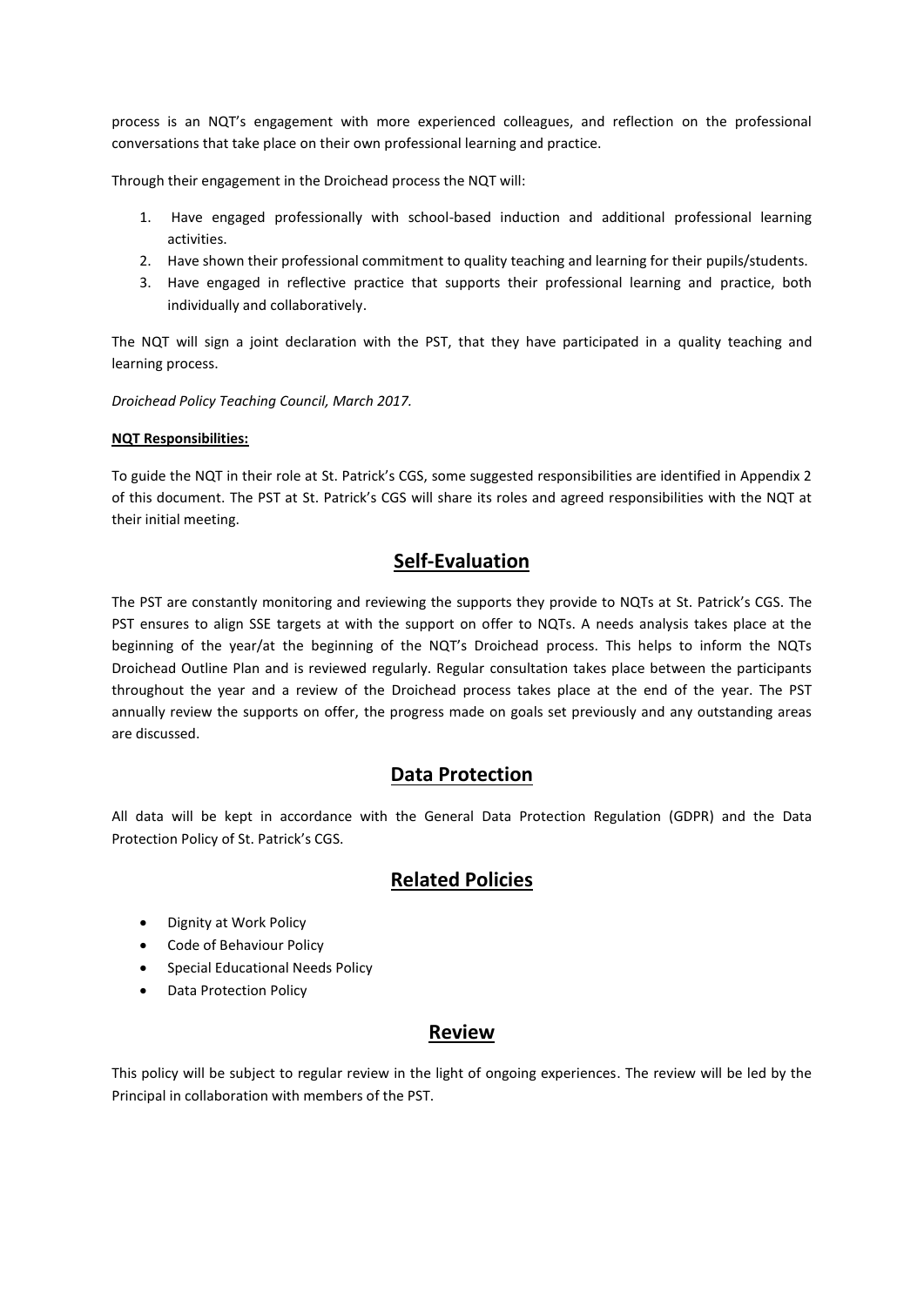process is an NQT's engagement with more experienced colleagues, and reflection on the professional conversations that take place on their own professional learning and practice.

Through their engagement in the Droichead process the NQT will:

1. Have engaged professionally with school-based induction and additional professional learning activities.
2. Have shown their professional commitment to quality teaching and learning for their pupils/students.
3. Have engaged in reflective practice that supports their professional learning and practice, both individually and collaboratively.

The NQT will sign a joint declaration with the PST, that they have participated in a quality teaching and learning process.

*Droichead Policy Teaching Council, March 2017.*

**NQT Responsibilities:**

To guide the NQT in their role at St. Patrick's CGS, some suggested responsibilities are identified in Appendix 2 of this document. The PST at St. Patrick's CGS will share its roles and agreed responsibilities with the NQT at their initial meeting.

## Self-Evaluation

The PST are constantly monitoring and reviewing the supports they provide to NQTs at St. Patrick's CGS. The PST ensures to align SSE targets at with the support on offer to NQTs. A needs analysis takes place at the beginning of the year/at the beginning of the NQT's Droichead process. This helps to inform the NQTs Droichead Outline Plan and is reviewed regularly. Regular consultation takes place between the participants throughout the year and a review of the Droichead process takes place at the end of the year. The PST annually review the supports on offer, the progress made on goals set previously and any outstanding areas are discussed.

## Data Protection

All data will be kept in accordance with the General Data Protection Regulation (GDPR) and the Data Protection Policy of St. Patrick's CGS.

## Related Policies

- Dignity at Work Policy
- Code of Behaviour Policy
- Special Educational Needs Policy
- Data Protection Policy

## Review

This policy will be subject to regular review in the light of ongoing experiences. The review will be led by the Principal in collaboration with members of the PST.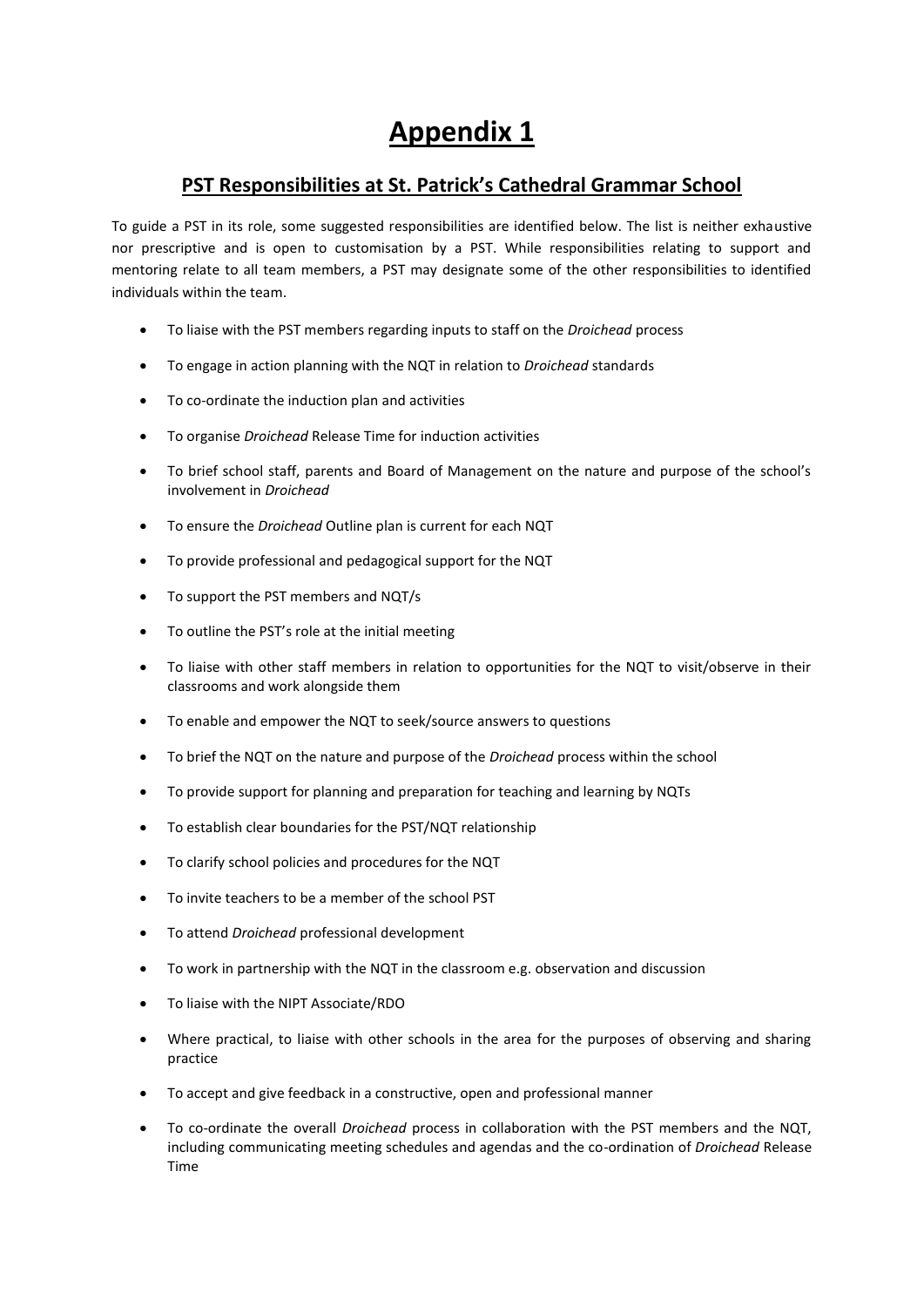# Appendix 1

## PST Responsibilities at St. Patrick's Cathedral Grammar School

To guide a PST in its role, some suggested responsibilities are identified below. The list is neither exhaustive nor prescriptive and is open to customisation by a PST. While responsibilities relating to support and mentoring relate to all team members, a PST may designate some of the other responsibilities to identified individuals within the team.

- To liaise with the PST members regarding inputs to staff on the *Droichead* process
- To engage in action planning with the NQT in relation to *Droichead* standards
- To co-ordinate the induction plan and activities
- To organise *Droichead* Release Time for induction activities
- To brief school staff, parents and Board of Management on the nature and purpose of the school's involvement in *Droichead*
- To ensure the *Droichead* Outline plan is current for each NQT
- To provide professional and pedagogical support for the NQT
- To support the PST members and NQT/s
- To outline the PST's role at the initial meeting
- To liaise with other staff members in relation to opportunities for the NQT to visit/observe in their classrooms and work alongside them
- To enable and empower the NQT to seek/source answers to questions
- To brief the NQT on the nature and purpose of the *Droichead* process within the school
- To provide support for planning and preparation for teaching and learning by NQTs
- To establish clear boundaries for the PST/NQT relationship
- To clarify school policies and procedures for the NQT
- To invite teachers to be a member of the school PST
- To attend *Droichead* professional development
- To work in partnership with the NQT in the classroom e.g. observation and discussion
- To liaise with the NIPT Associate/RDO
- Where practical, to liaise with other schools in the area for the purposes of observing and sharing practice
- To accept and give feedback in a constructive, open and professional manner
- To co-ordinate the overall *Droichead* process in collaboration with the PST members and the NQT, including communicating meeting schedules and agendas and the co-ordination of *Droichead* Release Time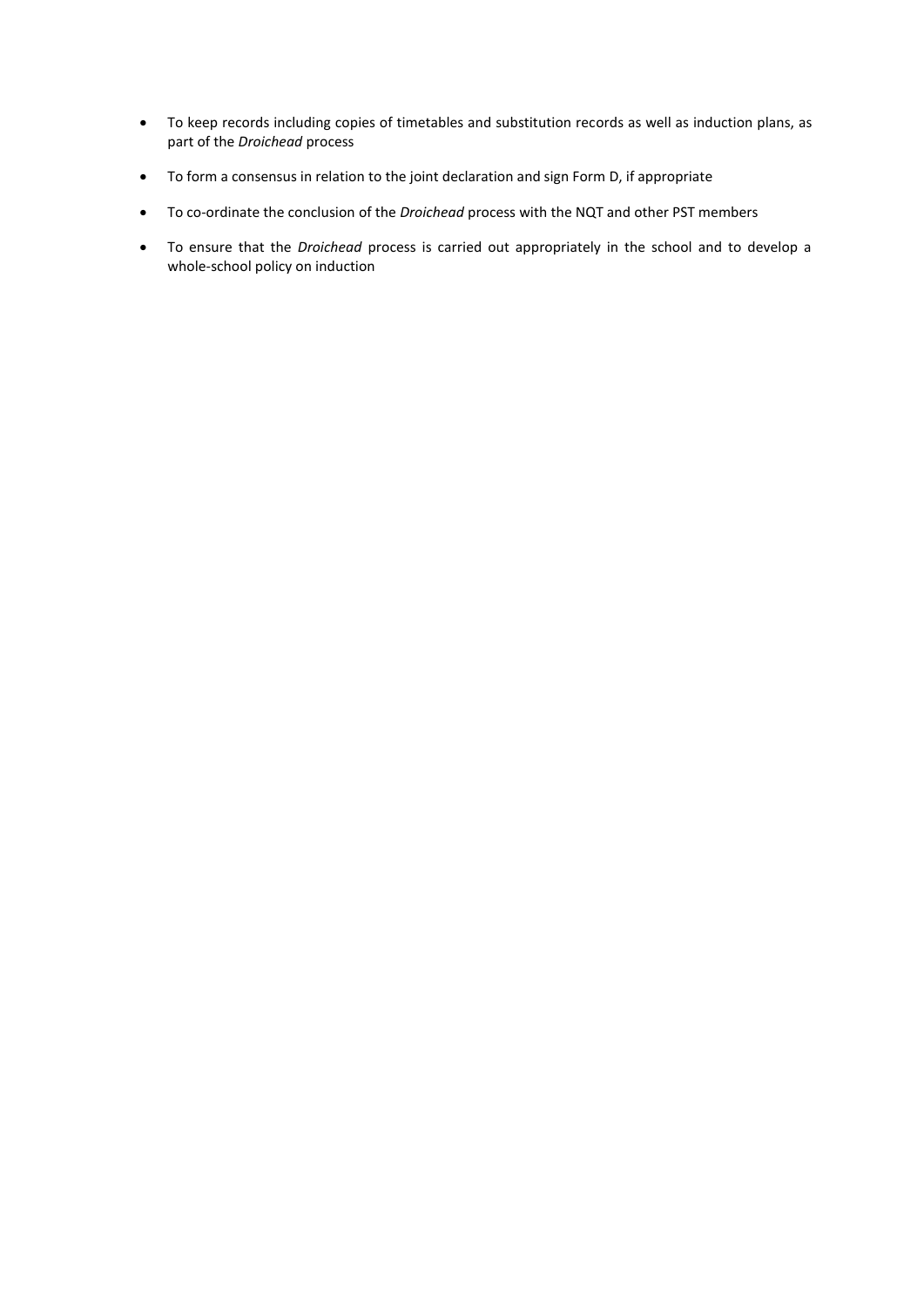- To keep records including copies of timetables and substitution records as well as induction plans, as part of the *Droichead* process
- To form a consensus in relation to the joint declaration and sign Form D, if appropriate
- To co-ordinate the conclusion of the *Droichead* process with the NQT and other PST members
- To ensure that the *Droichead* process is carried out appropriately in the school and to develop a whole-school policy on induction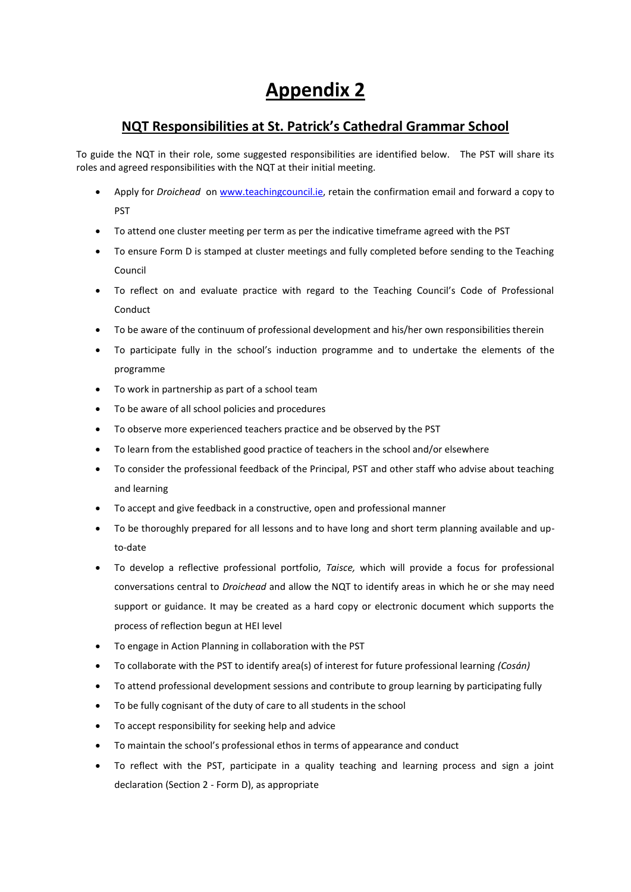# Appendix 2

## NQT Responsibilities at St. Patrick's Cathedral Grammar School

To guide the NQT in their role, some suggested responsibilities are identified below. The PST will share its roles and agreed responsibilities with the NQT at their initial meeting.

- Apply for *Droichead* on www.teachingcouncil.ie, retain the confirmation email and forward a copy to PST
- To attend one cluster meeting per term as per the indicative timeframe agreed with the PST
- To ensure Form D is stamped at cluster meetings and fully completed before sending to the Teaching Council
- To reflect on and evaluate practice with regard to the Teaching Council's Code of Professional Conduct
- To be aware of the continuum of professional development and his/her own responsibilities therein
- To participate fully in the school's induction programme and to undertake the elements of the programme
- To work in partnership as part of a school team
- To be aware of all school policies and procedures
- To observe more experienced teachers practice and be observed by the PST
- To learn from the established good practice of teachers in the school and/or elsewhere
- To consider the professional feedback of the Principal, PST and other staff who advise about teaching and learning
- To accept and give feedback in a constructive, open and professional manner
- To be thoroughly prepared for all lessons and to have long and short term planning available and up-to-date
- To develop a reflective professional portfolio, *Taisce,* which will provide a focus for professional conversations central to *Droichead* and allow the NQT to identify areas in which he or she may need support or guidance. It may be created as a hard copy or electronic document which supports the process of reflection begun at HEI level
- To engage in Action Planning in collaboration with the PST
- To collaborate with the PST to identify area(s) of interest for future professional learning *(Cosán)*
- To attend professional development sessions and contribute to group learning by participating fully
- To be fully cognisant of the duty of care to all students in the school
- To accept responsibility for seeking help and advice
- To maintain the school's professional ethos in terms of appearance and conduct
- To reflect with the PST, participate in a quality teaching and learning process and sign a joint declaration (Section 2 - Form D), as appropriate